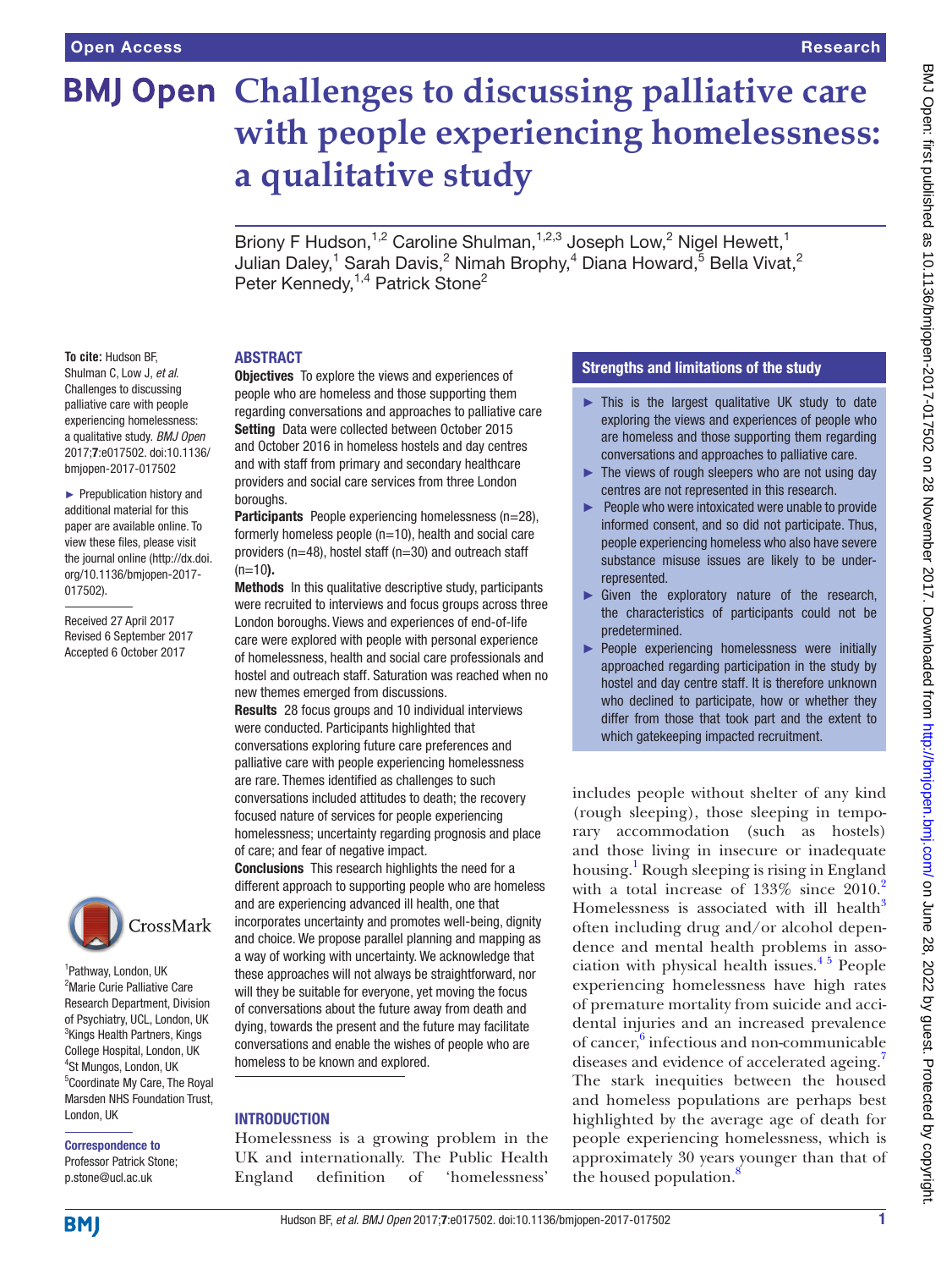# Challenges to discussing palliative care with people experiencing homelessness: a qualitative study

Briony F Hudson,[1,2] Caroline Shulman,[1,2,3] Joseph Low,[2] Nigel Hewett,[1] Julian Daley,[1] Sarah Davis,[2] Nimah Brophy,[4] Diana Howard,[5] Bella Vivat,[2] Peter Kennedy,[1,4] Patrick Stone[2]

**To cite:** Hudson BF, Shulman C, Low J, *et al*. Challenges to discussing palliative care with people experiencing homelessness: a qualitative study. *BMJ Open* 2017;**7**:e017502. doi:10.1136/bmjopen-2017-017502

► Prepublication history and additional material for this paper are available online. To view these files, please visit the journal online (http://dx.doi.org/10.1136/bmjopen-2017-017502).

Received 27 April 2017
Revised 6 September 2017
Accepted 6 October 2017

[1]Pathway, London, UK
[2]Marie Curie Palliative Care Research Department, Division of Psychiatry, UCL, London, UK
[3]Kings Health Partners, Kings College Hospital, London, UK
[4]St Mungos, London, UK
[5]Coordinate My Care, The Royal Marsden NHS Foundation Trust, London, UK

**Correspondence to**
Professor Patrick Stone;
p.stone@ucl.ac.uk

## ABSTRACT

**Objectives** To explore the views and experiences of people who are homeless and those supporting them regarding conversations and approaches to palliative care

**Setting** Data were collected between October 2015 and October 2016 in homeless hostels and day centres and with staff from primary and secondary healthcare providers and social care services from three London boroughs.

**Participants** People experiencing homelessness (n=28), formerly homeless people (n=10), health and social care providers (n=48), hostel staff (n=30) and outreach staff (n=10**).**

**Methods** In this qualitative descriptive study, participants were recruited to interviews and focus groups across three London boroughs. Views and experiences of end-of-life care were explored with people with personal experience of homelessness, health and social care professionals and hostel and outreach staff. Saturation was reached when no new themes emerged from discussions.

**Results** 28 focus groups and 10 individual interviews were conducted. Participants highlighted that conversations exploring future care preferences and palliative care with people experiencing homelessness are rare. Themes identified as challenges to such conversations included attitudes to death; the recovery focused nature of services for people experiencing homelessness; uncertainty regarding prognosis and place of care; and fear of negative impact.

**Conclusions** This research highlights the need for a different approach to supporting people who are homeless and are experiencing advanced ill health, one that incorporates uncertainty and promotes well-being, dignity and choice. We propose parallel planning and mapping as a way of working with uncertainty. We acknowledge that these approaches will not always be straightforward, nor will they be suitable for everyone, yet moving the focus of conversations about the future away from death and dying, towards the present and the future may facilitate conversations and enable the wishes of people who are homeless to be known and explored.

## Strengths and limitations of the study

- ► This is the largest qualitative UK study to date exploring the views and experiences of people who are homeless and those supporting them regarding conversations and approaches to palliative care.
- ► The views of rough sleepers who are not using day centres are not represented in this research.
- ► People who were intoxicated were unable to provide informed consent, and so did not participate. Thus, people experiencing homeless who also have severe substance misuse issues are likely to be under-represented.
- ► Given the exploratory nature of the research, the characteristics of participants could not be predetermined.
- ► People experiencing homelessness were initially approached regarding participation in the study by hostel and day centre staff. It is therefore unknown who declined to participate, how or whether they differ from those that took part and the extent to which gatekeeping impacted recruitment.

## INTRODUCTION

Homelessness is a growing problem in the UK and internationally. The Public Health England definition of 'homelessness' includes people without shelter of any kind (rough sleeping), those sleeping in temporary accommodation (such as hostels) and those living in insecure or inadequate housing.[1] Rough sleeping is rising in England with a total increase of 133% since 2010.[2] Homelessness is associated with ill health[3] often including drug and/or alcohol dependence and mental health problems in association with physical health issues.[4,5] People experiencing homelessness have high rates of premature mortality from suicide and accidental injuries and an increased prevalence of cancer,[6] infectious and non-communicable diseases and evidence of accelerated ageing.[7] The stark inequities between the housed and homeless populations are perhaps best highlighted by the average age of death for people experiencing homelessness, which is approximately 30 years younger than that of the housed population.[8]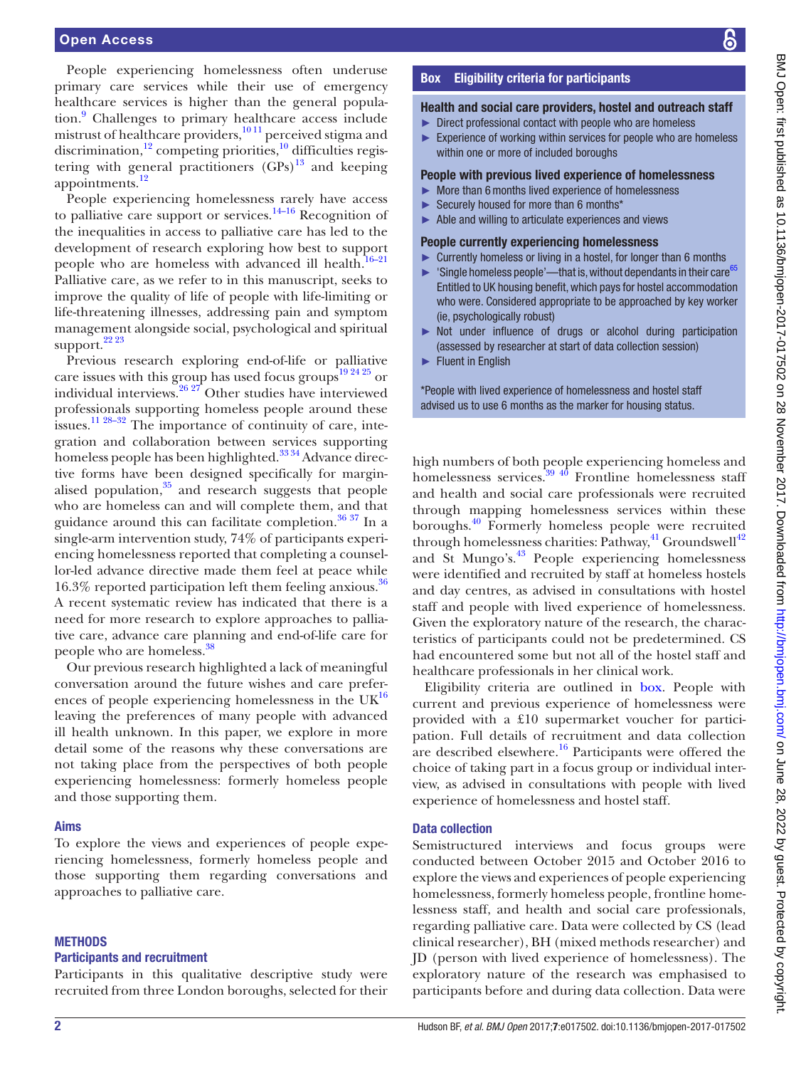People experiencing homelessness often underuse primary care services while their use of emergency healthcare services is higher than the general population.[9] Challenges to primary healthcare access include mistrust of healthcare providers,[10 11] perceived stigma and discrimination,[12] competing priorities,[10] difficulties registering with general practitioners (GPs)[13] and keeping appointments.[12]

People experiencing homelessness rarely have access to palliative care support or services.[14–16] Recognition of the inequalities in access to palliative care has led to the development of research exploring how best to support people who are homeless with advanced ill health.[16–21] Palliative care, as we refer to in this manuscript, seeks to improve the quality of life of people with life-limiting or life-threatening illnesses, addressing pain and symptom management alongside social, psychological and spiritual support.[22 23]

Previous research exploring end-of-life or palliative care issues with this group has used focus groups[19 24 25] or individual interviews.[26 27] Other studies have interviewed professionals supporting homeless people around these issues.[11 28–32] The importance of continuity of care, integration and collaboration between services supporting homeless people has been highlighted.[33 34] Advance directive forms have been designed specifically for marginalised population,[35] and research suggests that people who are homeless can and will complete them, and that guidance around this can facilitate completion.[36 37] In a single-arm intervention study, 74% of participants experiencing homelessness reported that completing a counsellor-led advance directive made them feel at peace while 16.3% reported participation left them feeling anxious.[36] A recent systematic review has indicated that there is a need for more research to explore approaches to palliative care, advance care planning and end-of-life care for people who are homeless.[38]

Our previous research highlighted a lack of meaningful conversation around the future wishes and care preferences of people experiencing homelessness in the UK[16] leaving the preferences of many people with advanced ill health unknown. In this paper, we explore in more detail some of the reasons why these conversations are not taking place from the perspectives of both people experiencing homelessness: formerly homeless people and those supporting them.

## Aims

To explore the views and experiences of people experiencing homelessness, formerly homeless people and those supporting them regarding conversations and approaches to palliative care.

## METHODS

### Participants and recruitment

Participants in this qualitative descriptive study were recruited from three London boroughs, selected for their high numbers of both people experiencing homeless and homelessness services.[39 40] Frontline homelessness staff and health and social care professionals were recruited through mapping homelessness services within these boroughs.[40] Formerly homeless people were recruited through homelessness charities: Pathway,[41] Groundswell[42] and St Mungo's.[43] People experiencing homelessness were identified and recruited by staff at homeless hostels and day centres, as advised in consultations with hostel staff and people with lived experience of homelessness. Given the exploratory nature of the research, the characteristics of participants could not be predetermined. CS had encountered some but not all of the hostel staff and healthcare professionals in her clinical work.

Eligibility criteria are outlined in box. People with current and previous experience of homelessness were provided with a £10 supermarket voucher for participation. Full details of recruitment and data collection are described elsewhere.[16] Participants were offered the choice of taking part in a focus group or individual interview, as advised in consultations with people with lived experience of homelessness and hostel staff.

> **Box Eligibility criteria for participants**
>
> **Health and social care providers, hostel and outreach staff**
> - Direct professional contact with people who are homeless
> - Experience of working within services for people who are homeless within one or more of included boroughs
>
> **People with previous lived experience of homelessness**
> - More than 6 months lived experience of homelessness
> - Securely housed for more than 6 months*
> - Able and willing to articulate experiences and views
>
> **People currently experiencing homelessness**
> - Currently homeless or living in a hostel, for longer than 6 months
> - 'Single homeless people'—that is, without dependants in their care[65] Entitled to UK housing benefit, which pays for hostel accommodation who were. Considered appropriate to be approached by key worker (ie, psychologically robust)
> - Not under influence of drugs or alcohol during participation (assessed by researcher at start of data collection session)
> - Fluent in English
>
> *People with lived experience of homelessness and hostel staff advised us to use 6 months as the marker for housing status.

### Data collection

Semistructured interviews and focus groups were conducted between October 2015 and October 2016 to explore the views and experiences of people experiencing homelessness, formerly homeless people, frontline homelessness staff, and health and social care professionals, regarding palliative care. Data were collected by CS (lead clinical researcher), BH (mixed methods researcher) and JD (person with lived experience of homelessness). The exploratory nature of the research was emphasised to participants before and during data collection. Data were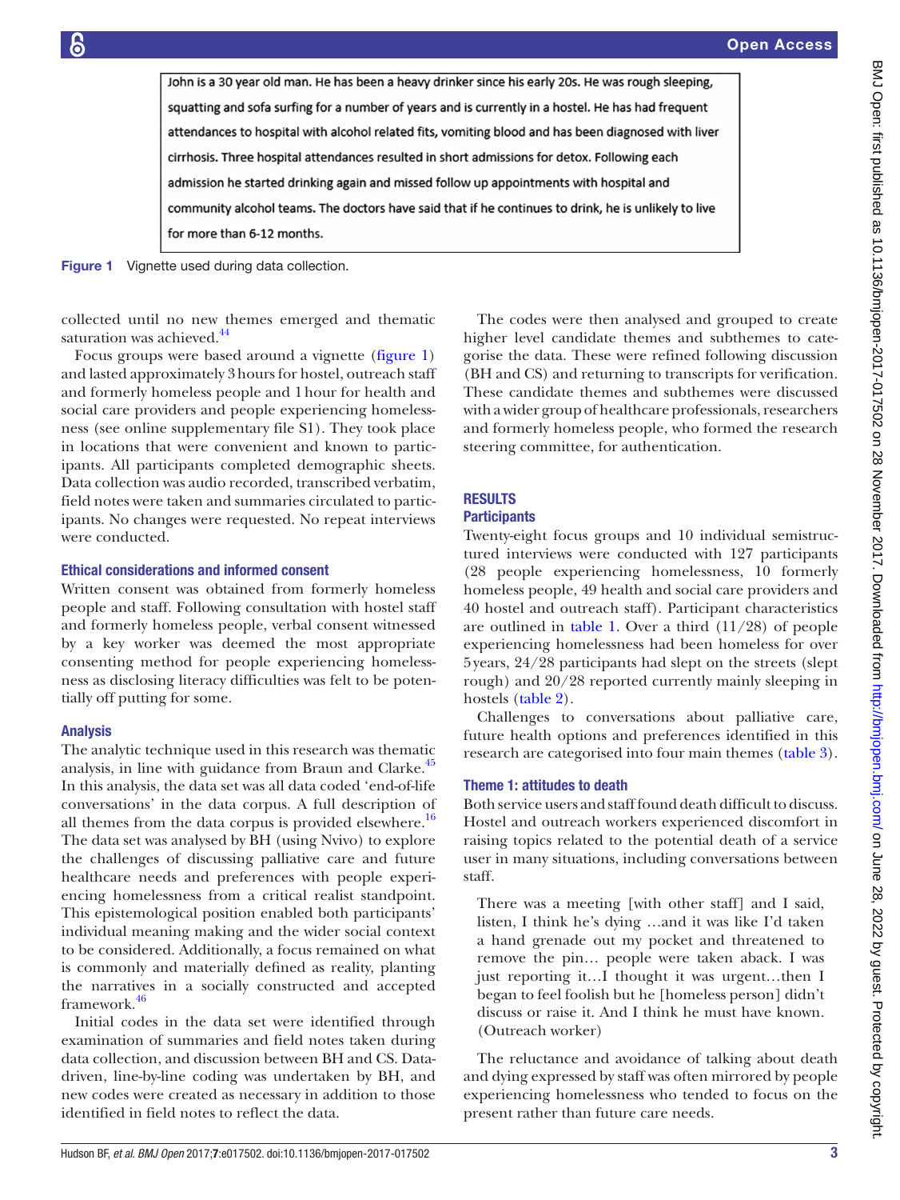John is a 30 year old man. He has been a heavy drinker since his early 20s. He was rough sleeping, squatting and sofa surfing for a number of years and is currently in a hostel. He has had frequent attendances to hospital with alcohol related fits, vomiting blood and has been diagnosed with liver cirrhosis. Three hospital attendances resulted in short admissions for detox. Following each admission he started drinking again and missed follow up appointments with hospital and community alcohol teams. The doctors have said that if he continues to drink, he is unlikely to live for more than 6-12 months.

**Figure 1** Vignette used during data collection.

collected until no new themes emerged and thematic saturation was achieved.[44]

Focus groups were based around a vignette (figure 1) and lasted approximately 3 hours for hostel, outreach staff and formerly homeless people and 1 hour for health and social care providers and people experiencing homelessness (see online supplementary file S1). They took place in locations that were convenient and known to participants. All participants completed demographic sheets. Data collection was audio recorded, transcribed verbatim, field notes were taken and summaries circulated to participants. No changes were requested. No repeat interviews were conducted.

### Ethical considerations and informed consent

Written consent was obtained from formerly homeless people and staff. Following consultation with hostel staff and formerly homeless people, verbal consent witnessed by a key worker was deemed the most appropriate consenting method for people experiencing homelessness as disclosing literacy difficulties was felt to be potentially off putting for some.

### Analysis

The analytic technique used in this research was thematic analysis, in line with guidance from Braun and Clarke.[45] In this analysis, the data set was all data coded 'end-of-life conversations' in the data corpus. A full description of all themes from the data corpus is provided elsewhere.[16] The data set was analysed by BH (using Nvivo) to explore the challenges of discussing palliative care and future healthcare needs and preferences with people experiencing homelessness from a critical realist standpoint. This epistemological position enabled both participants' individual meaning making and the wider social context to be considered. Additionally, a focus remained on what is commonly and materially defined as reality, planting the narratives in a socially constructed and accepted framework.[46]

Initial codes in the data set were identified through examination of summaries and field notes taken during data collection, and discussion between BH and CS. Data-driven, line-by-line coding was undertaken by BH, and new codes were created as necessary in addition to those identified in field notes to reflect the data.

The codes were then analysed and grouped to create higher level candidate themes and subthemes to categorise the data. These were refined following discussion (BH and CS) and returning to transcripts for verification. These candidate themes and subthemes were discussed with a wider group of healthcare professionals, researchers and formerly homeless people, who formed the research steering committee, for authentication.

## RESULTS

### Participants

Twenty-eight focus groups and 10 individual semistructured interviews were conducted with 127 participants (28 people experiencing homelessness, 10 formerly homeless people, 49 health and social care providers and 40 hostel and outreach staff). Participant characteristics are outlined in table 1. Over a third (11/28) of people experiencing homelessness had been homeless for over 5 years, 24/28 participants had slept on the streets (slept rough) and 20/28 reported currently mainly sleeping in hostels (table 2).

Challenges to conversations about palliative care, future health options and preferences identified in this research are categorised into four main themes (table 3).

### Theme 1: attitudes to death

Both service users and staff found death difficult to discuss. Hostel and outreach workers experienced discomfort in raising topics related to the potential death of a service user in many situations, including conversations between staff.

> There was a meeting [with other staff] and I said, listen, I think he's dying …and it was like I'd taken a hand grenade out my pocket and threatened to remove the pin… people were taken aback. I was just reporting it…I thought it was urgent…then I began to feel foolish but he [homeless person] didn't discuss or raise it. And I think he must have known. (Outreach worker)

The reluctance and avoidance of talking about death and dying expressed by staff was often mirrored by people experiencing homelessness who tended to focus on the present rather than future care needs.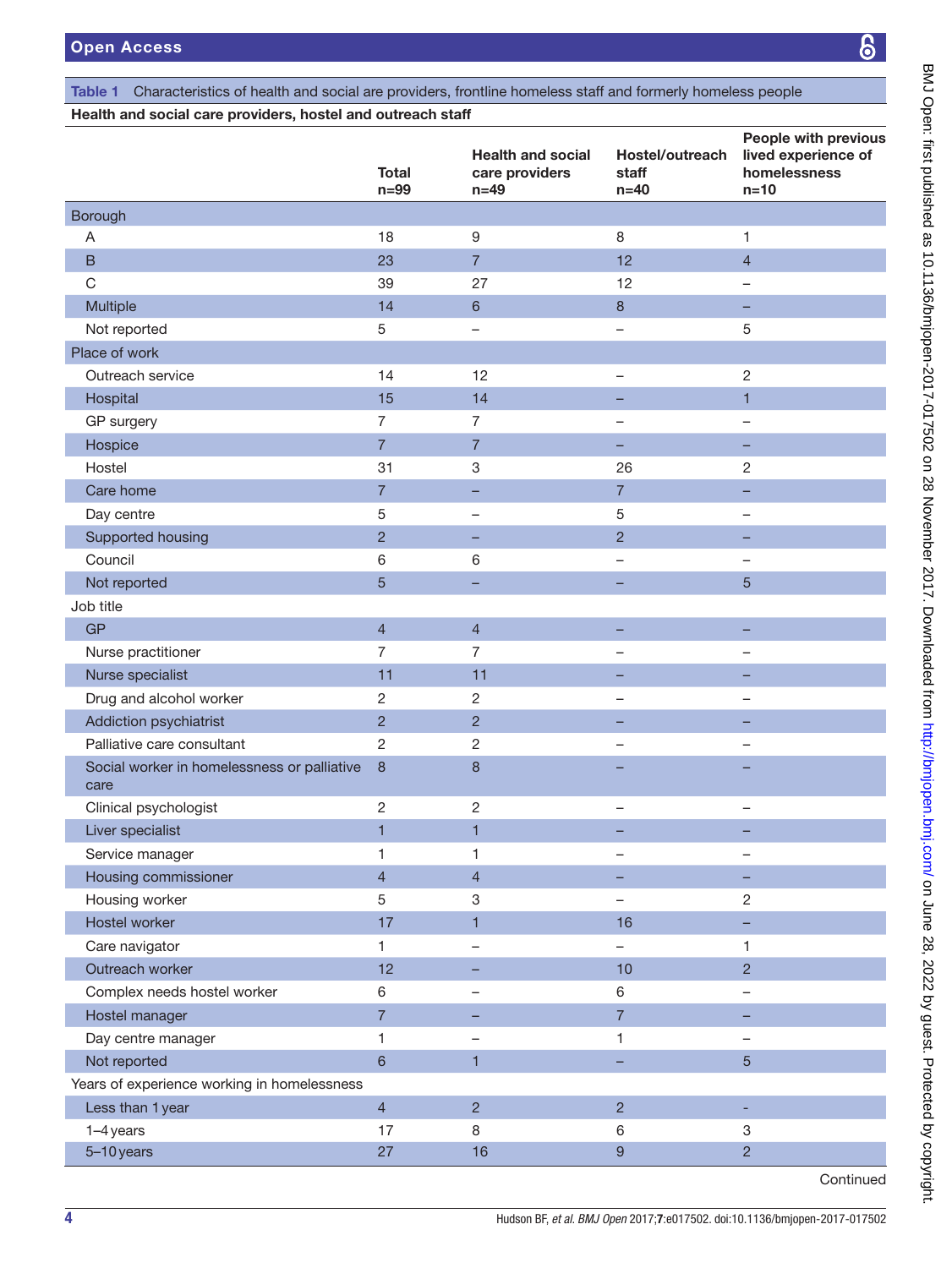**Table 1** Characteristics of health and social are providers, frontline homeless staff and formerly homeless people

| Health and social care providers, hostel and outreach staff | Total n=99 | Health and social care providers n=49 | Hostel/outreach staff n=40 | People with previous lived experience of homelessness n=10 |
|---|---|---|---|---|
| Borough | | | | |
| A | 18 | 9 | 8 | 1 |
| B | 23 | 7 | 12 | 4 |
| C | 39 | 27 | 12 | – |
| Multiple | 14 | 6 | 8 | – |
| Not reported | 5 | – | – | 5 |
| Place of work | | | | |
| Outreach service | 14 | 12 | – | 2 |
| Hospital | 15 | 14 | – | 1 |
| GP surgery | 7 | 7 | – | – |
| Hospice | 7 | 7 | – | – |
| Hostel | 31 | 3 | 26 | 2 |
| Care home | 7 | – | 7 | – |
| Day centre | 5 | – | 5 | – |
| Supported housing | 2 | – | 2 | – |
| Council | 6 | 6 | – | – |
| Not reported | 5 | – | – | 5 |
| Job title | | | | |
| GP | 4 | 4 | – | – |
| Nurse practitioner | 7 | 7 | – | – |
| Nurse specialist | 11 | 11 | – | – |
| Drug and alcohol worker | 2 | 2 | – | – |
| Addiction psychiatrist | 2 | 2 | – | – |
| Palliative care consultant | 2 | 2 | – | – |
| Social worker in homelessness or palliative care | 8 | 8 | – | – |
| Clinical psychologist | 2 | 2 | – | – |
| Liver specialist | 1 | 1 | – | – |
| Service manager | 1 | 1 | – | – |
| Housing commissioner | 4 | 4 | – | – |
| Housing worker | 5 | 3 | – | 2 |
| Hostel worker | 17 | 1 | 16 | – |
| Care navigator | 1 | – | – | 1 |
| Outreach worker | 12 | – | 10 | 2 |
| Complex needs hostel worker | 6 | – | 6 | – |
| Hostel manager | 7 | – | 7 | – |
| Day centre manager | 1 | – | 1 | – |
| Not reported | 6 | 1 | – | 5 |
| Years of experience working in homelessness | | | | |
| Less than 1 year | 4 | 2 | 2 | - |
| 1–4 years | 17 | 8 | 6 | 3 |
| 5–10 years | 27 | 16 | 9 | 2 |

Continued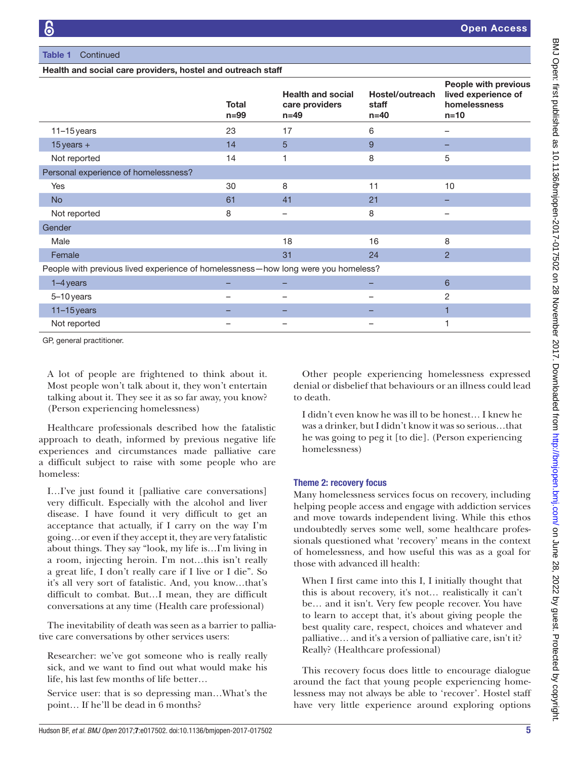**Table 1** Continued

| Health and social care providers, hostel and outreach staff | Total n=99 | Health and social care providers n=49 | Hostel/outreach staff n=40 | People with previous lived experience of homelessness n=10 |
|---|---|---|---|---|
| 11–15 years | 23 | 17 | 6 | – |
| 15 years + | 14 | 5 | 9 | – |
| Not reported | 14 | 1 | 8 | 5 |
| Personal experience of homelessness? | | | | |
| Yes | 30 | 8 | 11 | 10 |
| No | 61 | 41 | 21 | – |
| Not reported | 8 | – | 8 | – |
| Gender | | | | |
| Male | | 18 | 16 | 8 |
| Female | | 31 | 24 | 2 |
| People with previous lived experience of homelessness—how long were you homeless? | | | | |
| 1–4 years | – | – | – | 6 |
| 5–10 years | – | – | – | 2 |
| 11–15 years | – | – | – | 1 |
| Not reported | – | – | – | 1 |

GP, general practitioner.

> A lot of people are frightened to think about it. Most people won't talk about it, they won't entertain talking about it. They see it as so far away, you know? (Person experiencing homelessness)

Healthcare professionals described how the fatalistic approach to death, informed by previous negative life experiences and circumstances made palliative care a difficult subject to raise with some people who are homeless:

> I…I've just found it [palliative care conversations] very difficult. Especially with the alcohol and liver disease. I have found it very difficult to get an acceptance that actually, if I carry on the way I'm going…or even if they accept it, they are very fatalistic about things. They say "look, my life is…I'm living in a room, injecting heroin. I'm not…this isn't really a great life, I don't really care if I live or I die". So it's all very sort of fatalistic. And, you know…that's difficult to combat. But…I mean, they are difficult conversations at any time (Health care professional)

The inevitability of death was seen as a barrier to palliative care conversations by other services users:

> Researcher: we've got someone who is really really sick, and we want to find out what would make his life, his last few months of life better…
>
> Service user: that is so depressing man…What's the point… If he'll be dead in 6 months?

Other people experiencing homelessness expressed denial or disbelief that behaviours or an illness could lead to death.

> I didn't even know he was ill to be honest… I knew he was a drinker, but I didn't know it was so serious…that he was going to peg it [to die]. (Person experiencing homelessness)

### Theme 2: recovery focus

Many homelessness services focus on recovery, including helping people access and engage with addiction services and move towards independent living. While this ethos undoubtedly serves some well, some healthcare professionals questioned what 'recovery' means in the context of homelessness, and how useful this was as a goal for those with advanced ill health:

> When I first came into this I, I initially thought that this is about recovery, it's not… realistically it can't be… and it isn't. Very few people recover. You have to learn to accept that, it's about giving people the best quality care, respect, choices and whatever and palliative… and it's a version of palliative care, isn't it? Really? (Healthcare professional)

This recovery focus does little to encourage dialogue around the fact that young people experiencing homelessness may not always be able to 'recover'. Hostel staff have very little experience around exploring options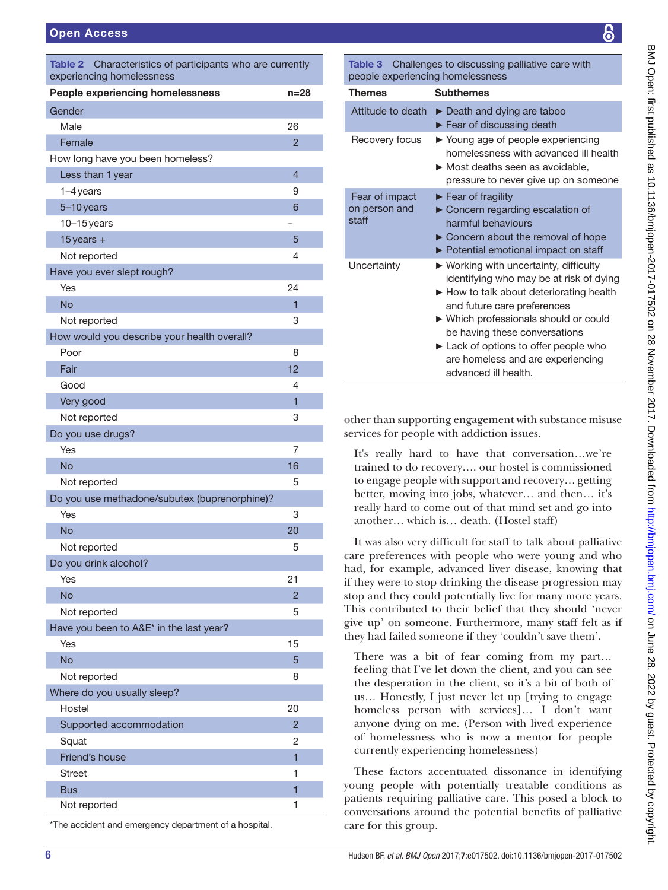**Table 2** Characteristics of participants who are currently experiencing homelessness

| People experiencing homelessness | n=28 |
|---|---|
| Gender | |
| Male | 26 |
| Female | 2 |
| How long have you been homeless? | |
| Less than 1 year | 4 |
| 1–4 years | 9 |
| 5–10 years | 6 |
| 10–15 years | – |
| 15 years + | 5 |
| Not reported | 4 |
| Have you ever slept rough? | |
| Yes | 24 |
| No | 1 |
| Not reported | 3 |
| How would you describe your health overall? | |
| Poor | 8 |
| Fair | 12 |
| Good | 4 |
| Very good | 1 |
| Not reported | 3 |
| Do you use drugs? | |
| Yes | 7 |
| No | 16 |
| Not reported | 5 |
| Do you use methadone/subutex (buprenorphine)? | |
| Yes | 3 |
| No | 20 |
| Not reported | 5 |
| Do you drink alcohol? | |
| Yes | 21 |
| No | 2 |
| Not reported | 5 |
| Have you been to A&E* in the last year? | |
| Yes | 15 |
| No | 5 |
| Not reported | 8 |
| Where do you usually sleep? | |
| Hostel | 20 |
| Supported accommodation | 2 |
| Squat | 2 |
| Friend's house | 1 |
| Street | 1 |
| Bus | 1 |
| Not reported | 1 |

*The accident and emergency department of a hospital.

**Table 3** Challenges to discussing palliative care with people experiencing homelessness

| Themes | Subthemes |
|---|---|
| Attitude to death | ► Death and dying are taboo<br>► Fear of discussing death |
| Recovery focus | ► Young age of people experiencing homelessness with advanced ill health<br>► Most deaths seen as avoidable, pressure to never give up on someone |
| Fear of impact on person and staff | ► Fear of fragility<br>► Concern regarding escalation of harmful behaviours<br>► Concern about the removal of hope<br>► Potential emotional impact on staff |
| Uncertainty | ► Working with uncertainty, difficulty identifying who may be at risk of dying<br>► How to talk about deteriorating health and future care preferences<br>► Which professionals should or could be having these conversations<br>► Lack of options to offer people who are homeless and are experiencing advanced ill health. |

other than supporting engagement with substance misuse services for people with addiction issues.

> It's really hard to have that conversation…we're trained to do recovery…. our hostel is commissioned to engage people with support and recovery… getting better, moving into jobs, whatever… and then… it's really hard to come out of that mind set and go into another… which is… death. (Hostel staff)

It was also very difficult for staff to talk about palliative care preferences with people who were young and who had, for example, advanced liver disease, knowing that if they were to stop drinking the disease progression may stop and they could potentially live for many more years. This contributed to their belief that they should 'never give up' on someone. Furthermore, many staff felt as if they had failed someone if they 'couldn't save them'.

> There was a bit of fear coming from my part… feeling that I've let down the client, and you can see the desperation in the client, so it's a bit of both of us… Honestly, I just never let up [trying to engage homeless person with services]… I don't want anyone dying on me. (Person with lived experience of homelessness who is now a mentor for people currently experiencing homelessness)

These factors accentuated dissonance in identifying young people with potentially treatable conditions as patients requiring palliative care. This posed a block to conversations around the potential benefits of palliative care for this group.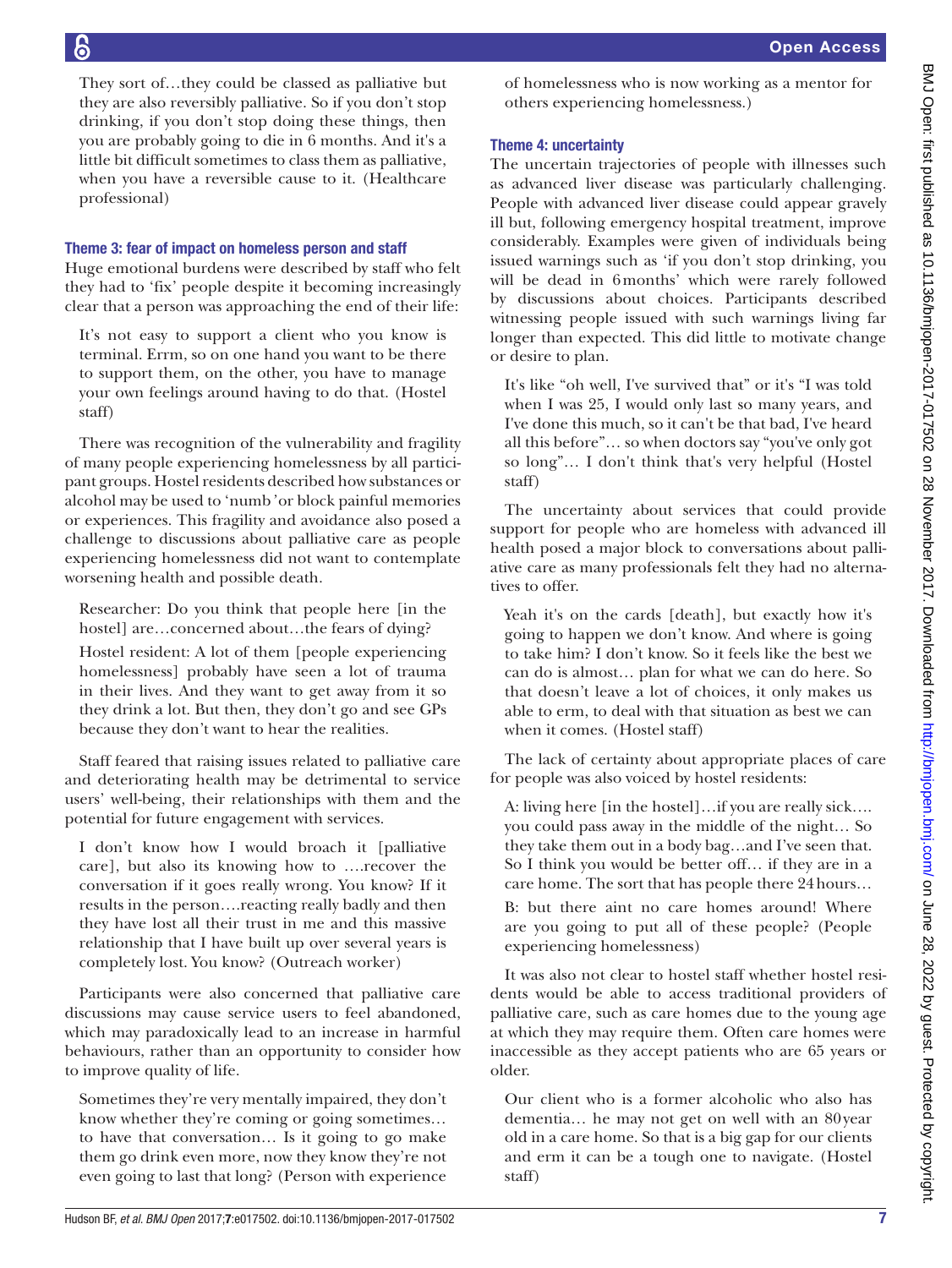They sort of…they could be classed as palliative but they are also reversibly palliative. So if you don't stop drinking, if you don't stop doing these things, then you are probably going to die in 6 months. And it's a little bit difficult sometimes to class them as palliative, when you have a reversible cause to it. (Healthcare professional)

### Theme 3: fear of impact on homeless person and staff

Huge emotional burdens were described by staff who felt they had to 'fix' people despite it becoming increasingly clear that a person was approaching the end of their life:

> It's not easy to support a client who you know is terminal. Errm, so on one hand you want to be there to support them, on the other, you have to manage your own feelings around having to do that. (Hostel staff)

There was recognition of the vulnerability and fragility of many people experiencing homelessness by all participant groups. Hostel residents described how substances or alcohol may be used to 'numb 'or block painful memories or experiences. This fragility and avoidance also posed a challenge to discussions about palliative care as people experiencing homelessness did not want to contemplate worsening health and possible death.

> Researcher: Do you think that people here [in the hostel] are…concerned about…the fears of dying?
>
> Hostel resident: A lot of them [people experiencing homelessness] probably have seen a lot of trauma in their lives. And they want to get away from it so they drink a lot. But then, they don't go and see GPs because they don't want to hear the realities.

Staff feared that raising issues related to palliative care and deteriorating health may be detrimental to service users' well-being, their relationships with them and the potential for future engagement with services.

> I don't know how I would broach it [palliative care], but also its knowing how to ….recover the conversation if it goes really wrong. You know? If it results in the person….reacting really badly and then they have lost all their trust in me and this massive relationship that I have built up over several years is completely lost. You know? (Outreach worker)

Participants were also concerned that palliative care discussions may cause service users to feel abandoned, which may paradoxically lead to an increase in harmful behaviours, rather than an opportunity to consider how to improve quality of life.

> Sometimes they're very mentally impaired, they don't know whether they're coming or going sometimes… to have that conversation… Is it going to go make them go drink even more, now they know they're not even going to last that long? (Person with experience of homelessness who is now working as a mentor for others experiencing homelessness.)

### Theme 4: uncertainty

The uncertain trajectories of people with illnesses such as advanced liver disease was particularly challenging. People with advanced liver disease could appear gravely ill but, following emergency hospital treatment, improve considerably. Examples were given of individuals being issued warnings such as 'if you don't stop drinking, you will be dead in 6 months' which were rarely followed by discussions about choices. Participants described witnessing people issued with such warnings living far longer than expected. This did little to motivate change or desire to plan.

> It's like "oh well, I've survived that" or it's "I was told when I was 25, I would only last so many years, and I've done this much, so it can't be that bad, I've heard all this before"… so when doctors say "you've only got so long"… I don't think that's very helpful (Hostel staff)

The uncertainty about services that could provide support for people who are homeless with advanced ill health posed a major block to conversations about palliative care as many professionals felt they had no alternatives to offer.

> Yeah it's on the cards [death], but exactly how it's going to happen we don't know. And where is going to take him? I don't know. So it feels like the best we can do is almost… plan for what we can do here. So that doesn't leave a lot of choices, it only makes us able to erm, to deal with that situation as best we can when it comes. (Hostel staff)

The lack of certainty about appropriate places of care for people was also voiced by hostel residents:

> A: living here [in the hostel]…if you are really sick…. you could pass away in the middle of the night… So they take them out in a body bag…and I've seen that. So I think you would be better off… if they are in a care home. The sort that has people there 24 hours…
>
> B: but there aint no care homes around! Where are you going to put all of these people? (People experiencing homelessness)

It was also not clear to hostel staff whether hostel residents would be able to access traditional providers of palliative care, such as care homes due to the young age at which they may require them. Often care homes were inaccessible as they accept patients who are 65 years or older.

> Our client who is a former alcoholic who also has dementia… he may not get on well with an 80 year old in a care home. So that is a big gap for our clients and erm it can be a tough one to navigate. (Hostel staff)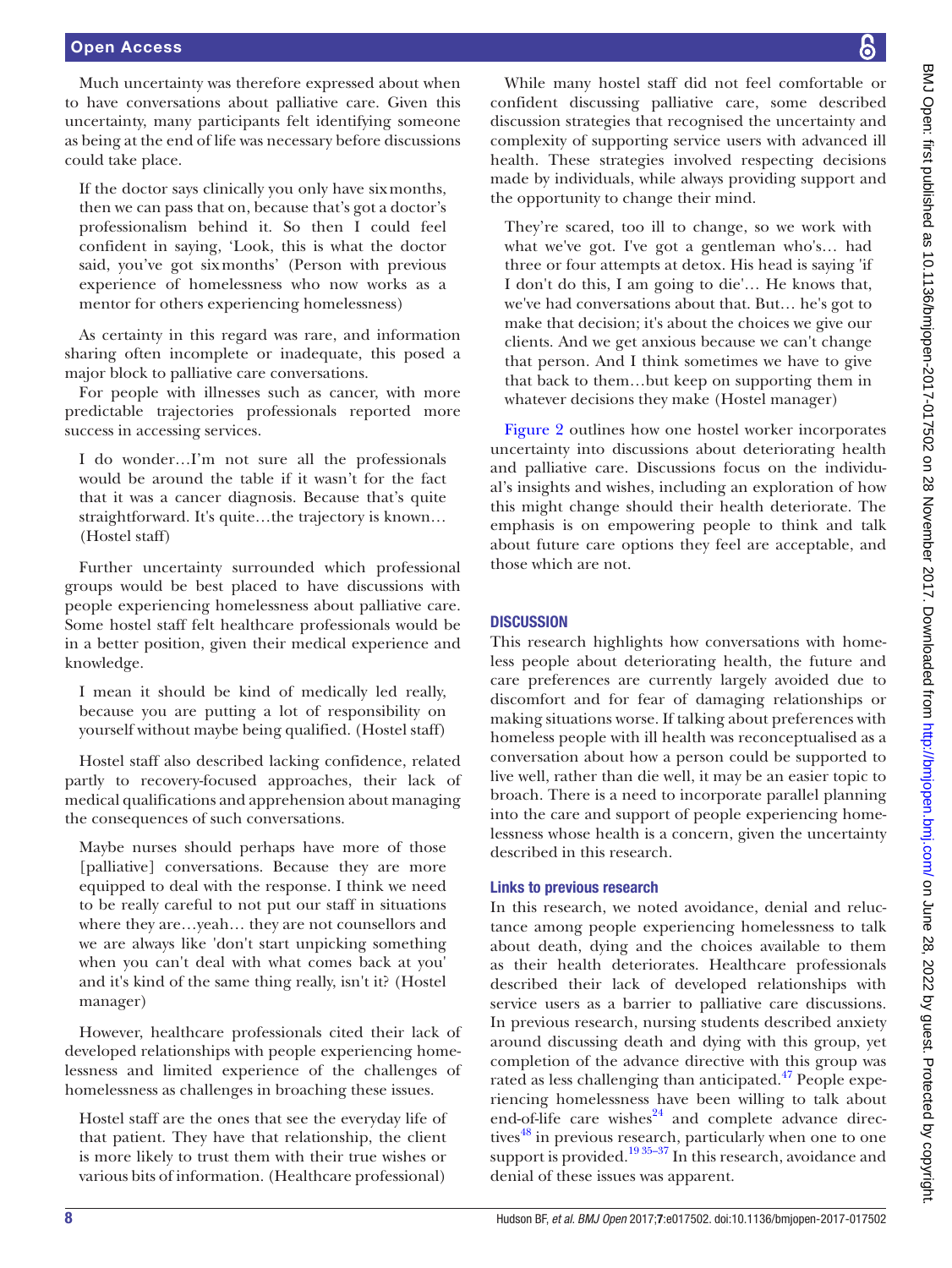Much uncertainty was therefore expressed about when to have conversations about palliative care. Given this uncertainty, many participants felt identifying someone as being at the end of life was necessary before discussions could take place.

> If the doctor says clinically you only have six months, then we can pass that on, because that's got a doctor's professionalism behind it. So then I could feel confident in saying, 'Look, this is what the doctor said, you've got six months' (Person with previous experience of homelessness who now works as a mentor for others experiencing homelessness)

As certainty in this regard was rare, and information sharing often incomplete or inadequate, this posed a major block to palliative care conversations.

For people with illnesses such as cancer, with more predictable trajectories professionals reported more success in accessing services.

> I do wonder…I'm not sure all the professionals would be around the table if it wasn't for the fact that it was a cancer diagnosis. Because that's quite straightforward. It's quite…the trajectory is known… (Hostel staff)

Further uncertainty surrounded which professional groups would be best placed to have discussions with people experiencing homelessness about palliative care. Some hostel staff felt healthcare professionals would be in a better position, given their medical experience and knowledge.

> I mean it should be kind of medically led really, because you are putting a lot of responsibility on yourself without maybe being qualified. (Hostel staff)

Hostel staff also described lacking confidence, related partly to recovery-focused approaches, their lack of medical qualifications and apprehension about managing the consequences of such conversations.

> Maybe nurses should perhaps have more of those [palliative] conversations. Because they are more equipped to deal with the response. I think we need to be really careful to not put our staff in situations where they are…yeah… they are not counsellors and we are always like 'don't start unpicking something when you can't deal with what comes back at you' and it's kind of the same thing really, isn't it? (Hostel manager)

However, healthcare professionals cited their lack of developed relationships with people experiencing homelessness and limited experience of the challenges of homelessness as challenges in broaching these issues.

> Hostel staff are the ones that see the everyday life of that patient. They have that relationship, the client is more likely to trust them with their true wishes or various bits of information. (Healthcare professional)

While many hostel staff did not feel comfortable or confident discussing palliative care, some described discussion strategies that recognised the uncertainty and complexity of supporting service users with advanced ill health. These strategies involved respecting decisions made by individuals, while always providing support and the opportunity to change their mind.

> They're scared, too ill to change, so we work with what we've got. I've got a gentleman who's… had three or four attempts at detox. His head is saying 'if I don't do this, I am going to die'… He knows that, we've had conversations about that. But… he's got to make that decision; it's about the choices we give our clients. And we get anxious because we can't change that person. And I think sometimes we have to give that back to them…but keep on supporting them in whatever decisions they make (Hostel manager)

Figure 2 outlines how one hostel worker incorporates uncertainty into discussions about deteriorating health and palliative care. Discussions focus on the individual's insights and wishes, including an exploration of how this might change should their health deteriorate. The emphasis is on empowering people to think and talk about future care options they feel are acceptable, and those which are not.

## DISCUSSION

This research highlights how conversations with homeless people about deteriorating health, the future and care preferences are currently largely avoided due to discomfort and for fear of damaging relationships or making situations worse. If talking about preferences with homeless people with ill health was reconceptualised as a conversation about how a person could be supported to live well, rather than die well, it may be an easier topic to broach. There is a need to incorporate parallel planning into the care and support of people experiencing homelessness whose health is a concern, given the uncertainty described in this research.

### Links to previous research

In this research, we noted avoidance, denial and reluctance among people experiencing homelessness to talk about death, dying and the choices available to them as their health deteriorates. Healthcare professionals described their lack of developed relationships with service users as a barrier to palliative care discussions. In previous research, nursing students described anxiety around discussing death and dying with this group, yet completion of the advance directive with this group was rated as less challenging than anticipated.[47] People experiencing homelessness have been willing to talk about end-of-life care wishes[24] and complete advance directives[48] in previous research, particularly when one to one support is provided.[19 35–37] In this research, avoidance and denial of these issues was apparent.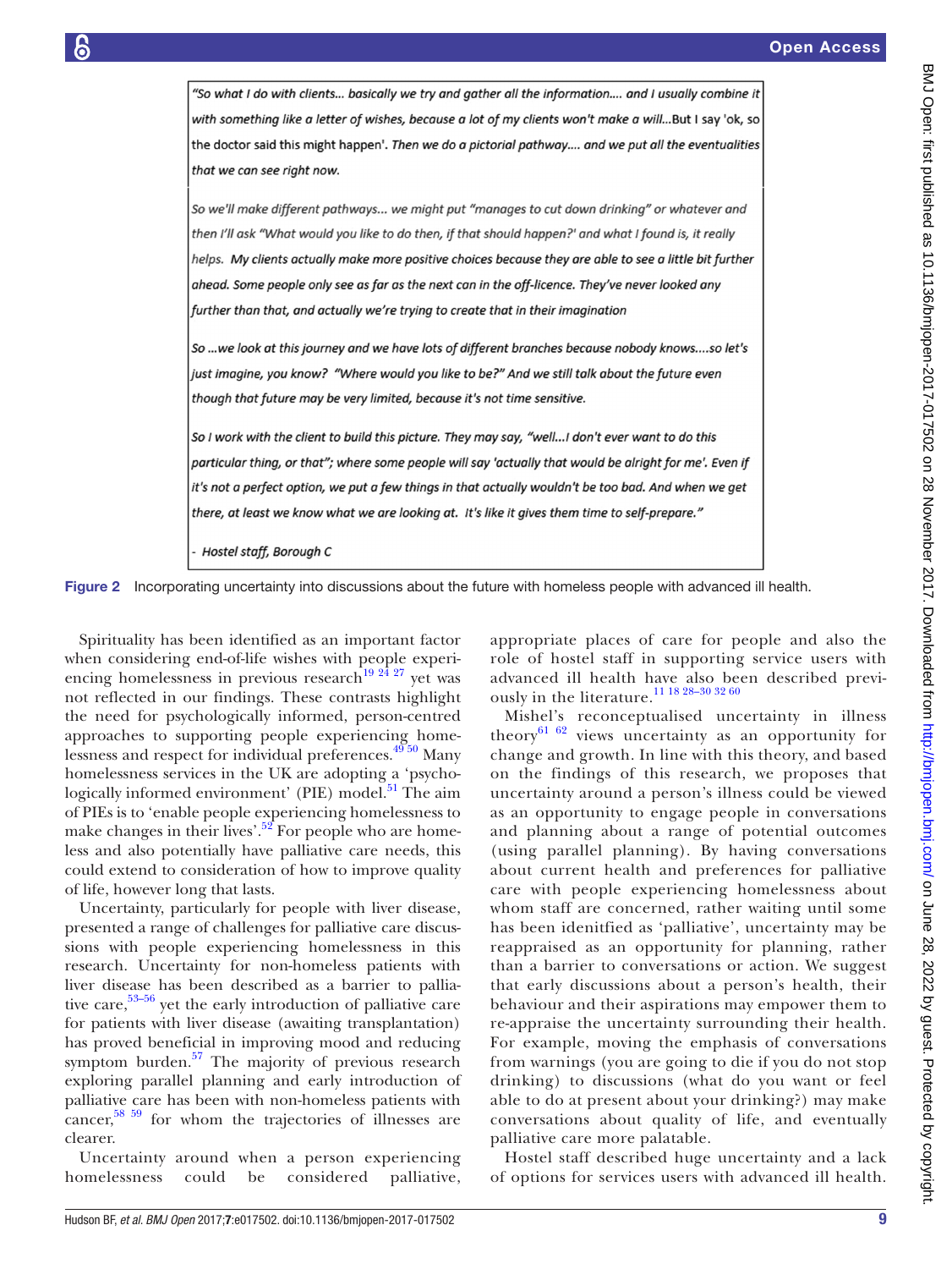"*So what I do with clients... basically we try and gather all the information.... and I usually combine it with something like a letter of wishes, because a lot of my clients won't make a will...But I say 'ok, so the doctor said this might happen'. Then we do a pictorial pathway.... and we put all the eventualities that we can see right now.*

*So we'll make different pathways... we might put "manages to cut down drinking" or whatever and then I'll ask "What would you like to do then, if that should happen?' and what I found is, it really helps. My clients actually make more positive choices because they are able to see a little bit further ahead. Some people only see as far as the next can in the off-licence. They've never looked any further than that, and actually we're trying to create that in their imagination*

*So ...we look at this journey and we have lots of different branches because nobody knows....so let's just imagine, you know? "Where would you like to be?" And we still talk about the future even though that future may be very limited, because it's not time sensitive.*

*So I work with the client to build this picture. They may say, "well...I don't ever want to do this particular thing, or that"; where some people will say 'actually that would be alright for me'. Even if it's not a perfect option, we put a few things in that actually wouldn't be too bad. And when we get there, at least we know what we are looking at. It's like it gives them time to self-prepare."*

*- Hostel staff, Borough C*

**Figure 2** Incorporating uncertainty into discussions about the future with homeless people with advanced ill health.

Spirituality has been identified as an important factor when considering end-of-life wishes with people experiencing homelessness in previous research[19 24 27] yet was not reflected in our findings. These contrasts highlight the need for psychologically informed, person-centred approaches to supporting people experiencing homelessness and respect for individual preferences.[49 50] Many homelessness services in the UK are adopting a 'psychologically informed environment' (PIE) model.[51] The aim of PIEs is to 'enable people experiencing homelessness to make changes in their lives'.[52] For people who are homeless and also potentially have palliative care needs, this could extend to consideration of how to improve quality of life, however long that lasts.

Uncertainty, particularly for people with liver disease, presented a range of challenges for palliative care discussions with people experiencing homelessness in this research. Uncertainty for non-homeless patients with liver disease has been described as a barrier to palliative care,[53–56] yet the early introduction of palliative care for patients with liver disease (awaiting transplantation) has proved beneficial in improving mood and reducing symptom burden.[57] The majority of previous research exploring parallel planning and early introduction of palliative care has been with non-homeless patients with cancer,[58 59] for whom the trajectories of illnesses are clearer.

Uncertainty around when a person experiencing homelessness could be considered palliative, appropriate places of care for people and also the role of hostel staff in supporting service users with advanced ill health have also been described previously in the literature.[11 18 28–30 32 60]

Mishel's reconceptualised uncertainty in illness theory[61 62] views uncertainty as an opportunity for change and growth. In line with this theory, and based on the findings of this research, we proposes that uncertainty around a person's illness could be viewed as an opportunity to engage people in conversations and planning about a range of potential outcomes (using parallel planning). By having conversations about current health and preferences for palliative care with people experiencing homelessness about whom staff are concerned, rather waiting until some has been ideintified as 'palliative', uncertainty may be reappraised as an opportunity for planning, rather than a barrier to conversations or action. We suggest that early discussions about a person's health, their behaviour and their aspirations may empower them to re-appraise the uncertainty surrounding their health. For example, moving the emphasis of conversations from warnings (you are going to die if you do not stop drinking) to discussions (what do you want or feel able to do at present about your drinking?) may make conversations about quality of life, and eventually palliative care more palatable.

Hostel staff described huge uncertainty and a lack of options for services users with advanced ill health.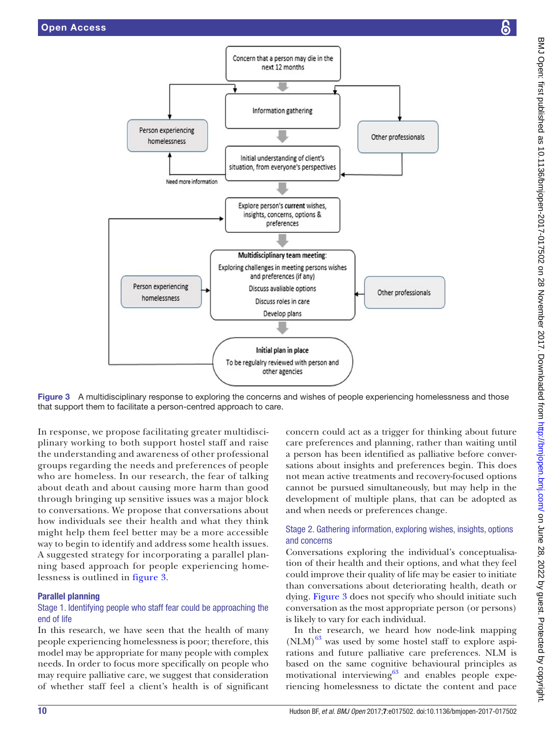Concern that a person may die in the next 12 months

Information gathering

Person experiencing homelessness

Other professionals

Initial understanding of client's situation, from everyone's perspectives

Need more information

Explore person's current wishes, insights, concerns, options & preferences

Multidisciplinary team meeting:

Exploring challenges in meeting persons wishes and preferences (if any)

Discuss avaliable options

Discuss roles in care

Develop plans

Person experiencing homelessness

Other professionals

Initial plan in place

To be regulalry reviewed with person and other agencies

**Figure 3** A multidisciplinary response to exploring the concerns and wishes of people experiencing homelessness and those that support them to facilitate a person-centred approach to care.

In response, we propose facilitating greater multidisciplinary working to both support hostel staff and raise the understanding and awareness of other professional groups regarding the needs and preferences of people who are homeless. In our research, the fear of talking about death and about causing more harm than good through bringing up sensitive issues was a major block to conversations. We propose that conversations about how individuals see their health and what they think might help them feel better may be a more accessible way to begin to identify and address some health issues. A suggested strategy for incorporating a parallel planning based approach for people experiencing homelessness is outlined in figure 3.

## Parallel planning

### Stage 1. Identifying people who staff fear could be approaching the end of life

In this research, we have seen that the health of many people experiencing homelessness is poor; therefore, this model may be appropriate for many people with complex needs. In order to focus more specifically on people who may require palliative care, we suggest that consideration of whether staff feel a client's health is of significant concern could act as a trigger for thinking about future care preferences and planning, rather than waiting until a person has been identified as palliative before conversations about insights and preferences begin. This does not mean active treatments and recovery-focused options cannot be pursued simultaneously, but may help in the development of multiple plans, that can be adopted as and when needs or preferences change.

### Stage 2. Gathering information, exploring wishes, insights, options and concerns

Conversations exploring the individual's conceptualisation of their health and their options, and what they feel could improve their quality of life may be easier to initiate than conversations about deteriorating health, death or dying. Figure 3 does not specify who should initiate such conversation as the most appropriate person (or persons) is likely to vary for each individual.

In the research, we heard how node-link mapping (NLM)[63] was used by some hostel staff to explore aspirations and future palliative care preferences. NLM is based on the same cognitive behavioural principles as motivational interviewing[63] and enables people experiencing homelessness to dictate the content and pace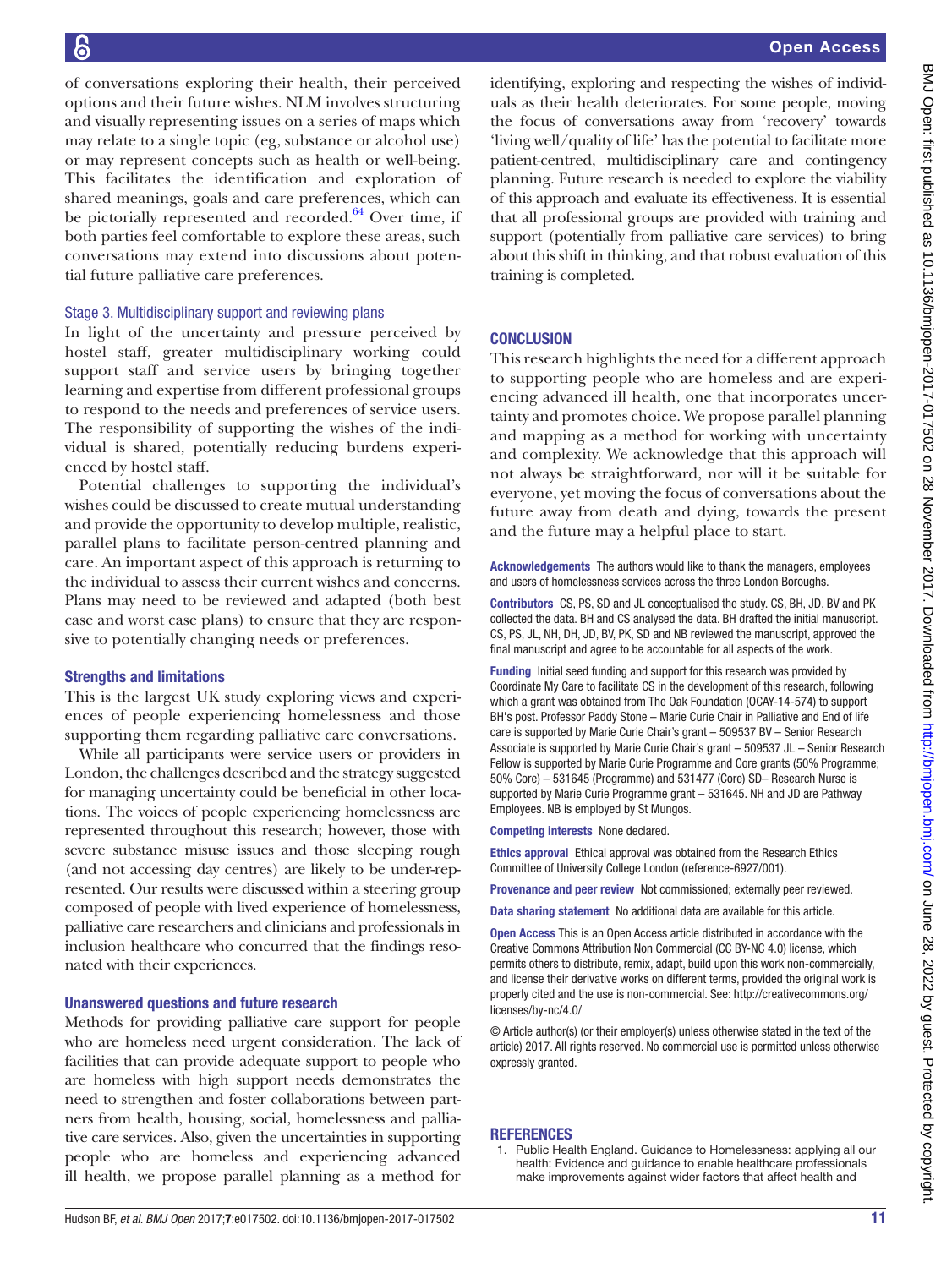of conversations exploring their health, their perceived options and their future wishes. NLM involves structuring and visually representing issues on a series of maps which may relate to a single topic (eg, substance or alcohol use) or may represent concepts such as health or well-being. This facilitates the identification and exploration of shared meanings, goals and care preferences, which can be pictorially represented and recorded.[64] Over time, if both parties feel comfortable to explore these areas, such conversations may extend into discussions about potential future palliative care preferences.

### Stage 3. Multidisciplinary support and reviewing plans

In light of the uncertainty and pressure perceived by hostel staff, greater multidisciplinary working could support staff and service users by bringing together learning and expertise from different professional groups to respond to the needs and preferences of service users. The responsibility of supporting the wishes of the individual is shared, potentially reducing burdens experienced by hostel staff.

Potential challenges to supporting the individual's wishes could be discussed to create mutual understanding and provide the opportunity to develop multiple, realistic, parallel plans to facilitate person-centred planning and care. An important aspect of this approach is returning to the individual to assess their current wishes and concerns. Plans may need to be reviewed and adapted (both best case and worst case plans) to ensure that they are responsive to potentially changing needs or preferences.

## Strengths and limitations

This is the largest UK study exploring views and experiences of people experiencing homelessness and those supporting them regarding palliative care conversations.

While all participants were service users or providers in London, the challenges described and the strategy suggested for managing uncertainty could be beneficial in other locations. The voices of people experiencing homelessness are represented throughout this research; however, those with severe substance misuse issues and those sleeping rough (and not accessing day centres) are likely to be under-represented. Our results were discussed within a steering group composed of people with lived experience of homelessness, palliative care researchers and clinicians and professionals in inclusion healthcare who concurred that the findings resonated with their experiences.

## Unanswered questions and future research

Methods for providing palliative care support for people who are homeless need urgent consideration. The lack of facilities that can provide adequate support to people who are homeless with high support needs demonstrates the need to strengthen and foster collaborations between partners from health, housing, social, homelessness and palliative care services. Also, given the uncertainties in supporting people who are homeless and experiencing advanced ill health, we propose parallel planning as a method for identifying, exploring and respecting the wishes of individuals as their health deteriorates. For some people, moving the focus of conversations away from 'recovery' towards 'living well/quality of life' has the potential to facilitate more patient-centred, multidisciplinary care and contingency planning. Future research is needed to explore the viability of this approach and evaluate its effectiveness. It is essential that all professional groups are provided with training and support (potentially from palliative care services) to bring about this shift in thinking, and that robust evaluation of this training is completed.

## CONCLUSION

This research highlights the need for a different approach to supporting people who are homeless and are experiencing advanced ill health, one that incorporates uncertainty and promotes choice. We propose parallel planning and mapping as a method for working with uncertainty and complexity. We acknowledge that this approach will not always be straightforward, nor will it be suitable for everyone, yet moving the focus of conversations about the future away from death and dying, towards the present and the future may a helpful place to start.

**Acknowledgements** The authors would like to thank the managers, employees and users of homelessness services across the three London Boroughs.

**Contributors** CS, PS, SD and JL conceptualised the study. CS, BH, JD, BV and PK collected the data. BH and CS analysed the data. BH drafted the initial manuscript. CS, PS, JL, NH, DH, JD, BV, PK, SD and NB reviewed the manuscript, approved the final manuscript and agree to be accountable for all aspects of the work.

**Funding** Initial seed funding and support for this research was provided by Coordinate My Care to facilitate CS in the development of this research, following which a grant was obtained from The Oak Foundation (OCAY-14-574) to support BH's post. Professor Paddy Stone – Marie Curie Chair in Palliative and End of life care is supported by Marie Curie Chair's grant – 509537 BV – Senior Research Associate is supported by Marie Curie Chair's grant – 509537 JL – Senior Research Fellow is supported by Marie Curie Programme and Core grants (50% Programme; 50% Core) – 531645 (Programme) and 531477 (Core) SD– Research Nurse is supported by Marie Curie Programme grant – 531645. NH and JD are Pathway Employees. NB is employed by St Mungos.

**Competing interests** None declared.

**Ethics approval** Ethical approval was obtained from the Research Ethics Committee of University College London (reference-6927/001).

**Provenance and peer review** Not commissioned; externally peer reviewed.

**Data sharing statement** No additional data are available for this article.

**Open Access** This is an Open Access article distributed in accordance with the Creative Commons Attribution Non Commercial (CC BY-NC 4.0) license, which permits others to distribute, remix, adapt, build upon this work non-commercially, and license their derivative works on different terms, provided the original work is properly cited and the use is non-commercial. See: http://creativecommons.org/licenses/by-nc/4.0/

© Article author(s) (or their employer(s) unless otherwise stated in the text of the article) 2017. All rights reserved. No commercial use is permitted unless otherwise expressly granted.

## REFERENCES

1. Public Health England. Guidance to Homelessness: applying all our health: Evidence and guidance to enable healthcare professionals make improvements against wider factors that affect health and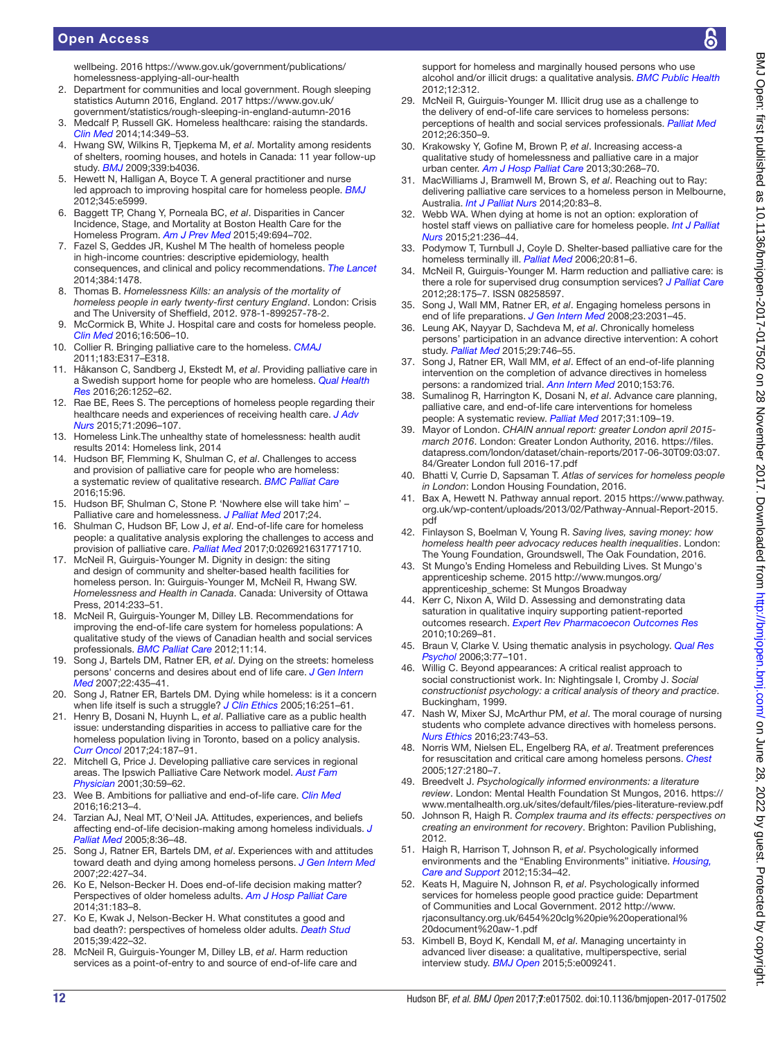wellbeing. 2016 https://www.gov.uk/government/publications/homelessness-applying-all-our-health

2. Department for communities and local government. Rough sleeping statistics Autumn 2016, England. 2017 https://www.gov.uk/government/statistics/rough-sleeping-in-england-autumn-2016
3. Medcalf P, Russell GK. Homeless healthcare: raising the standards. *Clin Med* 2014;14:349–53.
4. Hwang SW, Wilkins R, Tjepkema M, *et al*. Mortality among residents of shelters, rooming houses, and hotels in Canada: 11 year follow-up study. *BMJ* 2009;339:b4036.
5. Hewett N, Halligan A, Boyce T. A general practitioner and nurse led approach to improving hospital care for homeless people. *BMJ* 2012;345:e5999.
6. Baggett TP, Chang Y, Porneala BC, *et al*. Disparities in Cancer Incidence, Stage, and Mortality at Boston Health Care for the Homeless Program. *Am J Prev Med* 2015;49:694–702.
7. Fazel S, Geddes JR, Kushel M The health of homeless people in high-income countries: descriptive epidemiology, health consequences, and clinical and policy recommendations. *The Lancet* 2014;384:1478.
8. Thomas B. *Homelessness Kills: an analysis of the mortality of homeless people in early twenty-first century England*. London: Crisis and The University of Sheffield, 2012. 978-1-899257-78-2.
9. McCormick B, White J. Hospital care and costs for homeless people. *Clin Med* 2016;16:506–10.
10. Collier R. Bringing palliative care to the homeless. *CMAJ* 2011;183:E317–E318.
11. Håkanson C, Sandberg J, Ekstedt M, *et al*. Providing palliative care in a Swedish support home for people who are homeless. *Qual Health Res* 2016;26:1252–62.
12. Rae BE, Rees S. The perceptions of homeless people regarding their healthcare needs and experiences of receiving health care. *J Adv Nurs* 2015;71:2096–107.
13. Homeless Link.The unhealthy state of homelessness: health audit results 2014: Homeless link, 2014
14. Hudson BF, Flemming K, Shulman C, *et al*. Challenges to access and provision of palliative care for people who are homeless: a systematic review of qualitative research. *BMC Palliat Care* 2016;15:96.
15. Hudson BF, Shulman C, Stone P. 'Nowhere else will take him' – Palliative care and homelessness. *J Palliat Med* 2017;24.
16. Shulman C, Hudson BF, Low J, *et al*. End-of-life care for homeless people: a qualitative analysis exploring the challenges to access and provision of palliative care. *Palliat Med* 2017;0:026921631771710.
17. McNeil R, Guirguis-Younger M. Dignity in design: the siting and design of community and shelter-based health facilities for homeless person. In: Guirguis-Younger M, McNeil R, Hwang SW. *Homelessness and Health in Canada*. Canada: University of Ottawa Press, 2014:233–51.
18. McNeil R, Guirguis-Younger M, Dilley LB. Recommendations for improving the end-of-life care system for homeless populations: A qualitative study of the views of Canadian health and social services professionals. *BMC Palliat Care* 2012;11:14.
19. Song J, Bartels DM, Ratner ER, *et al*. Dying on the streets: homeless persons' concerns and desires about end of life care. *J Gen Intern Med* 2007;22:435–41.
20. Song J, Ratner ER, Bartels DM. Dying while homeless: is it a concern when life itself is such a struggle? *J Clin Ethics* 2005;16:251–61.
21. Henry B, Dosani N, Huynh L, *et al*. Palliative care as a public health issue: understanding disparities in access to palliative care for the homeless population living in Toronto, based on a policy analysis. *Curr Oncol* 2017;24:187–91.
22. Mitchell G, Price J. Developing palliative care services in regional areas. The Ipswich Palliative Care Network model. *Aust Fam Physician* 2001;30:59–62.
23. Wee B. Ambitions for palliative and end-of-life care. *Clin Med* 2016;16:213–4.
24. Tarzian AJ, Neal MT, O'Neil JA. Attitudes, experiences, and beliefs affecting end-of-life decision-making among homeless individuals. *J Palliat Med* 2005;8:36–48.
25. Song J, Ratner ER, Bartels DM, *et al*. Experiences with and attitudes toward death and dying among homeless persons. *J Gen Intern Med* 2007;22:427–34.
26. Ko E, Nelson-Becker H. Does end-of-life decision making matter? Perspectives of older homeless adults. *Am J Hosp Palliat Care* 2014;31:183–8.
27. Ko E, Kwak J, Nelson-Becker H. What constitutes a good and bad death?: perspectives of homeless older adults. *Death Stud* 2015;39:422–32.
28. McNeil R, Guirguis-Younger M, Dilley LB, *et al*. Harm reduction services as a point-of-entry to and source of end-of-life care and support for homeless and marginally housed persons who use alcohol and/or illicit drugs: a qualitative analysis. *BMC Public Health* 2012;12:312.
29. McNeil R, Guirguis-Younger M. Illicit drug use as a challenge to the delivery of end-of-life care services to homeless persons: perceptions of health and social services professionals. *Palliat Med* 2012;26:350–9.
30. Krakowsky Y, Gofine M, Brown P, *et al*. Increasing access-a qualitative study of homelessness and palliative care in a major urban center. *Am J Hosp Palliat Care* 2013;30:268–70.
31. MacWilliams J, Bramwell M, Brown S, *et al*. Reaching out to Ray: delivering palliative care services to a homeless person in Melbourne, Australia. *Int J Palliat Nurs* 2014;20:83–8.
32. Webb WA. When dying at home is not an option: exploration of hostel staff views on palliative care for homeless people. *Int J Palliat Nurs* 2015;21:236–44.
33. Podymow T, Turnbull J, Coyle D. Shelter-based palliative care for the homeless terminally ill. *Palliat Med* 2006;20:81–6.
34. McNeil R, Guirguis-Younger M. Harm reduction and palliative care: is there a role for supervised drug consumption services? *J Palliat Care* 2012;28:175–7. ISSN 08258597.
35. Song J, Wall MM, Ratner ER, *et al*. Engaging homeless persons in end of life preparations. *J Gen Intern Med* 2008;23:2031–45.
36. Leung AK, Nayyar D, Sachdeva M, *et al*. Chronically homeless persons' participation in an advance directive intervention: A cohort study. *Palliat Med* 2015;29:746–55.
37. Song J, Ratner ER, Wall MM, *et al*. Effect of an end-of-life planning intervention on the completion of advance directives in homeless persons: a randomized trial. *Ann Intern Med* 2010;153:76.
38. Sumalinog R, Harrington K, Dosani N, *et al*. Advance care planning, palliative care, and end-of-life care interventions for homeless people: A systematic review. *Palliat Med* 2017;31:109–19.
39. Mayor of London. *CHAIN annual report: greater London april 2015-march 2016*. London: Greater London Authority, 2016. https://files.datapress.com/london/dataset/chain-reports/2017-06-30T09:03:07.84/Greater London full 2016-17.pdf
40. Bhatti V, Currie D, Sapsaman T. *Atlas of services for homeless people in London*: London Housing Foundation, 2016.
41. Bax A, Hewett N. Pathway annual report. 2015 https://www.pathway.org.uk/wp-content/uploads/2013/02/Pathway-Annual-Report-2015.pdf
42. Finlayson S, Boelman V, Young R. *Saving lives, saving money: how homeless health peer advocacy reduces health inequalities*. London: The Young Foundation, Groundswell, The Oak Foundation, 2016.
43. St Mungo's Ending Homeless and Rebuilding Lives. St Mungo's apprenticeship scheme. 2015 http://www.mungos.org/apprenticeship_scheme: St Mungos Broadway
44. Kerr C, Nixon A, Wild D. Assessing and demonstrating data saturation in qualitative inquiry supporting patient-reported outcomes research. *Expert Rev Pharmacoecon Outcomes Res* 2010;10:269–81.
45. Braun V, Clarke V. Using thematic analysis in psychology. *Qual Res Psychol* 2006;3:77–101.
46. Willig C. Beyond appearances: A critical realist approach to social constructionist work. In: Nightingale I, Cromby J. *Social constructionist psychology: a critical analysis of theory and practice*. Buckingham, 1999.
47. Nash W, Mixer SJ, McArthur PM, *et al*. The moral courage of nursing students who complete advance directives with homeless persons. *Nurs Ethics* 2016;23:743–53.
48. Norris WM, Nielsen EL, Engelberg RA, *et al*. Treatment preferences for resuscitation and critical care among homeless persons. *Chest* 2005;127:2180–7.
49. Breedvelt J. *Psychologically informed environments: a literature review*. London: Mental Health Foundation St Mungos, 2016. https://www.mentalhealth.org.uk/sites/default/files/pies-literature-review.pdf
50. Johnson R, Haigh R. *Complex trauma and its effects: perspectives on creating an environment for recovery*. Brighton: Pavilion Publishing, 2012.
51. Haigh R, Harrison T, Johnson R, *et al*. Psychologically informed environments and the "Enabling Environments" initiative. *Housing, Care and Support* 2012;15:34–42.
52. Keats H, Maguire N, Johnson R, *et al*. Psychologically informed services for homeless people good practice guide: Department of Communities and Local Government. 2012 http://www.rjaconsultancy.org.uk/6454%20clg%20pie%20operational%20document%20aw-1.pdf
53. Kimbell B, Boyd K, Kendall M, *et al*. Managing uncertainty in advanced liver disease: a qualitative, multiperspective, serial interview study. *BMJ Open* 2015;5:e009241.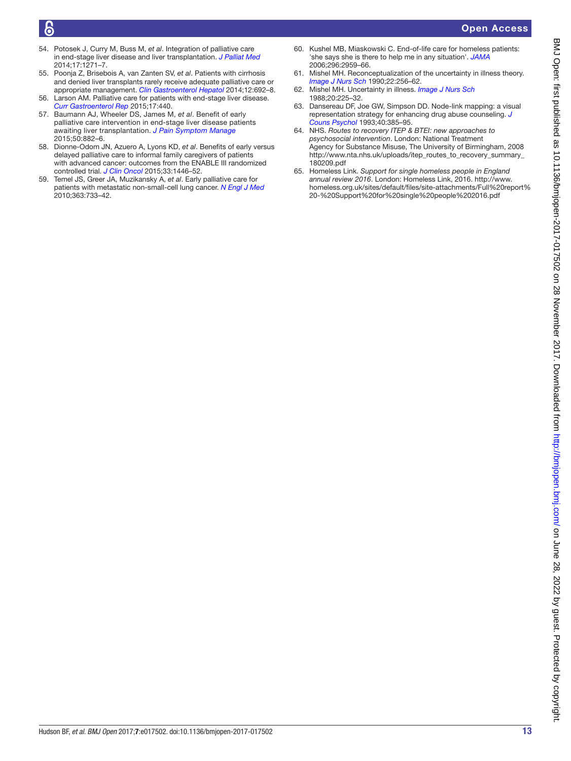54. Potosek J, Curry M, Buss M, *et al*. Integration of palliative care in end-stage liver disease and liver transplantation. *J Palliat Med* 2014;17:1271–7.
55. Poonja Z, Brisebois A, van Zanten SV, *et al*. Patients with cirrhosis and denied liver transplants rarely receive adequate palliative care or appropriate management. *Clin Gastroenterol Hepatol* 2014;12:692–8.
56. Larson AM. Palliative care for patients with end-stage liver disease. *Curr Gastroenterol Rep* 2015;17:440.
57. Baumann AJ, Wheeler DS, James M, *et al*. Benefit of early palliative care intervention in end-stage liver disease patients awaiting liver transplantation. *J Pain Symptom Manage* 2015;50:882–6.
58. Dionne-Odom JN, Azuero A, Lyons KD, *et al*. Benefits of early versus delayed palliative care to informal family caregivers of patients with advanced cancer: outcomes from the ENABLE III randomized controlled trial. *J Clin Oncol* 2015;33:1446–52.
59. Temel JS, Greer JA, Muzikansky A, *et al*. Early palliative care for patients with metastatic non-small-cell lung cancer. *N Engl J Med* 2010;363:733–42.
60. Kushel MB, Miaskowski C. End-of-life care for homeless patients: 'she says she is there to help me in any situation'. *JAMA* 2006;296:2959–66.
61. Mishel MH. Reconceptualization of the uncertainty in illness theory. *Image J Nurs Sch* 1990;22:256–62.
62. Mishel MH. Uncertainty in illness. *Image J Nurs Sch* 1988;20:225–32.
63. Dansereau DF, Joe GW, Simpson DD. Node-link mapping: a visual representation strategy for enhancing drug abuse counseling. *J Couns Psychol* 1993;40:385–95.
64. NHS. *Routes to recovery ITEP & BTEI: new approaches to psychosocial intervention*. London: National Treatment Agency for Substance Misuse, The University of Birmingham, 2008 http://www.nta.nhs.uk/uploads/itep_routes_to_recovery_summary_180209.pdf
65. Homeless Link. *Support for single homeless people in England annual review 2016*. London: Homeless Link, 2016. http://www.homeless.org.uk/sites/default/files/site-attachments/Full%20report%20-%20Support%20for%20single%20people%202016.pdf